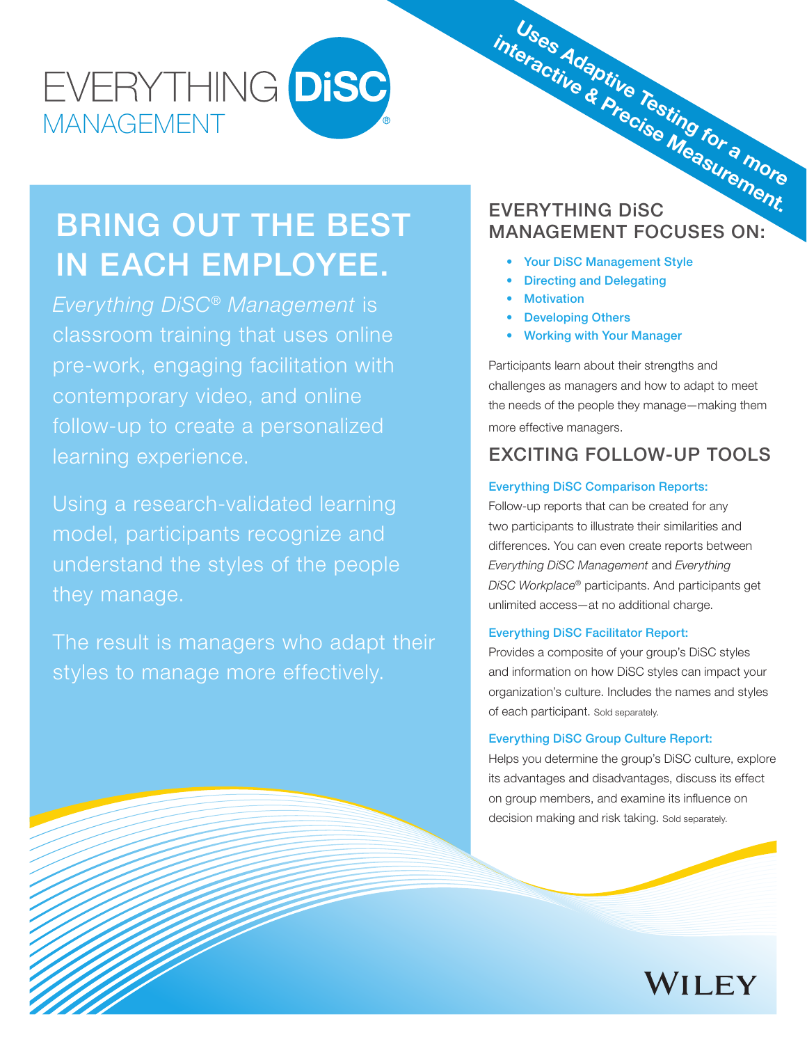# EVERYTHING DiSC® MANAGEMENT

**Uses Adaptive Testing for a more interactive & Precise Measurement.**

## BRING OUT THE BEST IN EACH EMPLOYEE.

*Everything DiSC® Management* is classroom training that uses online pre-work, engaging facilitation with contemporary video, and online follow-up to create a personalized learning experience.

Using a research-validated learning model, participants recognize and understand the styles of the people they manage.

The result is managers who adapt their styles to manage more effectively.

## EVERYTHING DiSC MANAGEMENT FOCUSES ON:

- Your DiSC Management Style
- Directing and Delegating
- Motivation
- Developing Others
- Working with Your Manager

Participants learn about their strengths and challenges as managers and how to adapt to meet the needs of the people they manage—making them more effective managers.

## EXCITING FOLLOW-UP TOOLS

**Everything DiSC Comparison Reports:**
Follow-up reports that can be created for any two participants to illustrate their similarities and differences. You can even create reports between *Everything DiSC Management* and *Everything DiSC Workplace®* participants. And participants get unlimited access—at no additional charge.

**Everything DiSC Facilitator Report:**
Provides a composite of your group's DiSC styles and information on how DiSC styles can impact your organization's culture. Includes the names and styles of each participant. Sold separately.

**Everything DiSC Group Culture Report:**
Helps you determine the group's DiSC culture, explore its advantages and disadvantages, discuss its effect on group members, and examine its influence on decision making and risk taking. Sold separately.

WILEY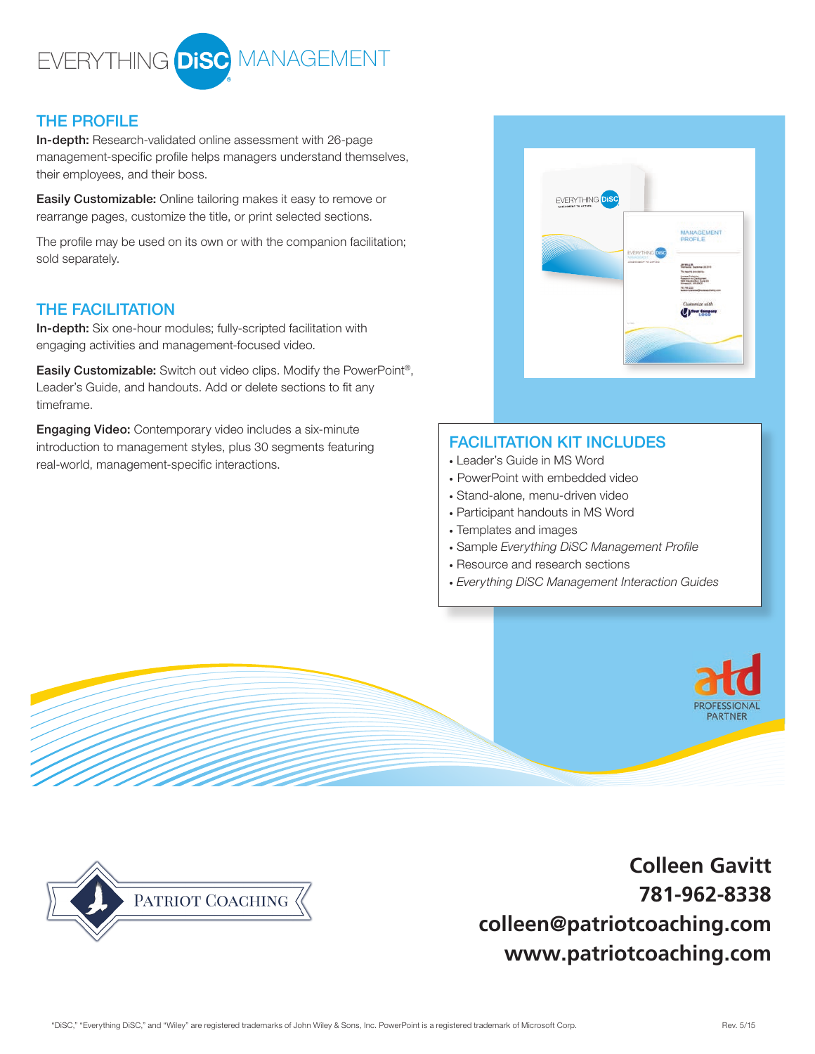# EVERYTHING DiSC MANAGEMENT

## THE PROFILE

**In-depth:** Research-validated online assessment with 26-page management-specific profile helps managers understand themselves, their employees, and their boss.

**Easily Customizable:** Online tailoring makes it easy to remove or rearrange pages, customize the title, or print selected sections.

The profile may be used on its own or with the companion facilitation; sold separately.

## THE FACILITATION

**In-depth:** Six one-hour modules; fully-scripted facilitation with engaging activities and management-focused video.

**Easily Customizable:** Switch out video clips. Modify the PowerPoint®, Leader's Guide, and handouts. Add or delete sections to fit any timeframe.

**Engaging Video:** Contemporary video includes a six-minute introduction to management styles, plus 30 segments featuring real-world, management-specific interactions.

## FACILITATION KIT INCLUDES

- Leader's Guide in MS Word
- PowerPoint with embedded video
- Stand-alone, menu-driven video
- Participant handouts in MS Word
- Templates and images
- Sample *Everything DiSC Management Profile*
- Resource and research sections
- *Everything DiSC Management Interaction Guides*

atd PROFESSIONAL PARTNER

PATRIOT COACHING

**Colleen Gavitt**
**781-962-8338**
**colleen@patriotcoaching.com**
**www.patriotcoaching.com**

"DiSC," "Everything DiSC," and "Wiley" are registered trademarks of John Wiley & Sons, Inc. PowerPoint is a registered trademark of Microsoft Corp. Rev. 5/15